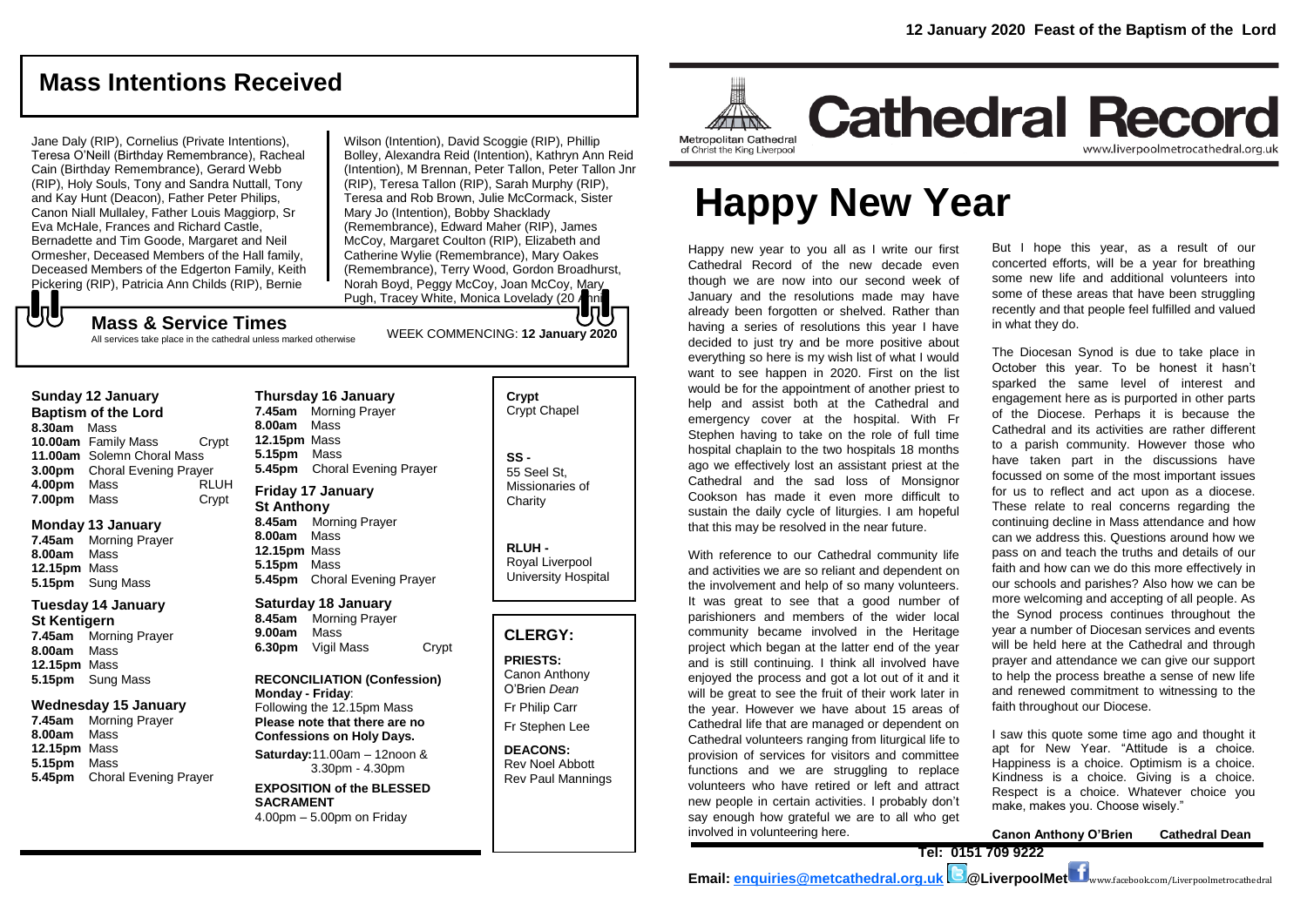12 January 2020 Feast of the Baptism of the Lord

## Mass Intentions Received

Jane Daly (RIP), Cornelius (Private Intentions), Teresa O'Neill (Birthday Remembrance), Racheal Cain (Birthday Remembrance), Gerard Webb (RIP), Holy Souls, Tony and Sandra Nuttall, Tony and Kay Hunt (Deacon), Father Peter Philips, Canon Niall Mullaley, Father Louis Maggiorp, Sr Eva McHale, Frances and Richard Castle, Bernadette and Tim Goode, Margaret and Neil Ormesher, Deceased Members of the Hall family, Deceased Members of the Edgerton Family, Keith Pickering (RIP), Patricia Ann Childs (RIP), Bernie Wilson (Intention), David Scoggie (RIP), Phillip Bolley, Alexandra Reid (Intention), Kathryn Ann Reid (Intention), M Brennan, Peter Tallon, Peter Tallon Jnr (RIP), Teresa Tallon (RIP), Sarah Murphy (RIP), Teresa and Rob Brown, Julie McCormack, Sister Mary Jo (Intention), Bobby Shacklady (Remembrance), Edward Maher (RIP), James McCoy, Margaret Coulton (RIP), Elizabeth and Catherine Wylie (Remembrance), Mary Oakes (Remembrance), Terry Wood, Gordon Broadhurst, Norah Boyd, Peggy McCoy, Joan McCoy, Mary Pugh, Tracey White, Monica Lovelady (20 Anni

## Mass & Service Times

All services take place in the cathedral unless marked otherwise

WEEK COMMENCING: **12 January 2020**

### Sunday 12 January
**Baptism of the Lord**

**8.30am** Mass
**10.00am** Family Mass Crypt
**11.00am** Solemn Choral Mass
**3.00pm** Choral Evening Prayer
**4.00pm** Mass RLUH
**7.00pm** Mass Crypt

### Monday 13 January

**7.45am** Morning Prayer
**8.00am** Mass
**12.15pm** Mass
**5.15pm** Sung Mass

### Tuesday 14 January
**St Kentigern**

**7.45am** Morning Prayer
**8.00am** Mass
**12.15pm** Mass
**5.15pm** Sung Mass

### Wednesday 15 January

**7.45am** Morning Prayer
**8.00am** Mass
**12.15pm** Mass
**5.15pm** Mass
**5.45pm** Choral Evening Prayer

### Thursday 16 January

**7.45am** Morning Prayer
**8.00am** Mass
**12.15pm** Mass
**5.15pm** Mass
**5.45pm** Choral Evening Prayer

### Friday 17 January
**St Anthony**

**8.45am** Morning Prayer
**8.00am** Mass
**12.15pm** Mass
**5.15pm** Mass
**5.45pm** Choral Evening Prayer

### Saturday 18 January

**8.45am** Morning Prayer
**9.00am** Mass
**6.30pm** Vigil Mass Crypt

**RECONCILIATION (Confession)**
**Monday - Friday**:
Following the 12.15pm Mass
**Please note that there are no Confessions on Holy Days.**
**Saturday:** 11.00am – 12noon & 3.30pm - 4.30pm

**EXPOSITION of the BLESSED SACRAMENT**
4.00pm – 5.00pm on Friday

**Crypt**
Crypt Chapel

**SS -**
55 Seel St, Missionaries of Charity

**RLUH -**
Royal Liverpool University Hospital

## CLERGY:

**PRIESTS:**
Canon Anthony O'Brien *Dean*
Fr Philip Carr
Fr Stephen Lee

**DEACONS:**
Rev Noel Abbott
Rev Paul Mannings

Metropolitan Cathedral of Christ the King Liverpool

# Cathedral Record

www.liverpoolmetrocathedral.org.uk

# Happy New Year

Happy new year to you all as I write our first Cathedral Record of the new decade even though we are now into our second week of January and the resolutions made may have already been forgotten or shelved. Rather than having a series of resolutions this year I have decided to just try and be more positive about everything so here is my wish list of what I would want to see happen in 2020. First on the list would be for the appointment of another priest to help and assist both at the Cathedral and emergency cover at the hospital. With Fr Stephen having to take on the role of full time hospital chaplain to the two hospitals 18 months ago we effectively lost an assistant priest at the Cathedral and the sad loss of Monsignor Cookson has made it even more difficult to sustain the daily cycle of liturgies. I am hopeful that this may be resolved in the near future.

With reference to our Cathedral community life and activities we are so reliant and dependent on the involvement and help of so many volunteers. It was great to see that a good number of parishioners and members of the wider local community became involved in the Heritage project which began at the latter end of the year and is still continuing. I think all involved have enjoyed the process and got a lot out of it and it will be great to see the fruit of their work later in the year. However we have about 15 areas of Cathedral life that are managed or dependent on Cathedral volunteers ranging from liturgical life to provision of services for visitors and committee functions and we are struggling to replace volunteers who have retired or left and attract new people in certain activities. I probably don't say enough how grateful we are to all who get involved in volunteering here.

But I hope this year, as a result of our concerted efforts, will be a year for breathing some new life and additional volunteers into some of these areas that have been struggling recently and that people feel fulfilled and valued in what they do.

The Diocesan Synod is due to take place in October this year. To be honest it hasn't sparked the same level of interest and engagement here as is purported in other parts of the Diocese. Perhaps it is because the Cathedral and its activities are rather different to a parish community. However those who have taken part in the discussions have focussed on some of the most important issues for us to reflect and act upon as a diocese. These relate to real concerns regarding the continuing decline in Mass attendance and how can we address this. Questions around how we pass on and teach the truths and details of our faith and how can we do this more effectively in our schools and parishes? Also how we can be more welcoming and accepting of all people. As the Synod process continues throughout the year a number of Diocesan services and events will be held here at the Cathedral and through prayer and attendance we can give our support to help the process breathe a sense of new life and renewed commitment to witnessing to the faith throughout our Diocese.

I saw this quote some time ago and thought it apt for New Year. "Attitude is a choice. Happiness is a choice. Optimism is a choice. Kindness is a choice. Giving is a choice. Respect is a choice. Whatever choice you make, makes you. Choose wisely."

**Canon Anthony O'Brien Cathedral Dean**

**Tel: 0151 709 9222**

**Email: enquiries@metcathedral.org.uk @LiverpoolMet** www.facebook.com/Liverpoolmetrocathedral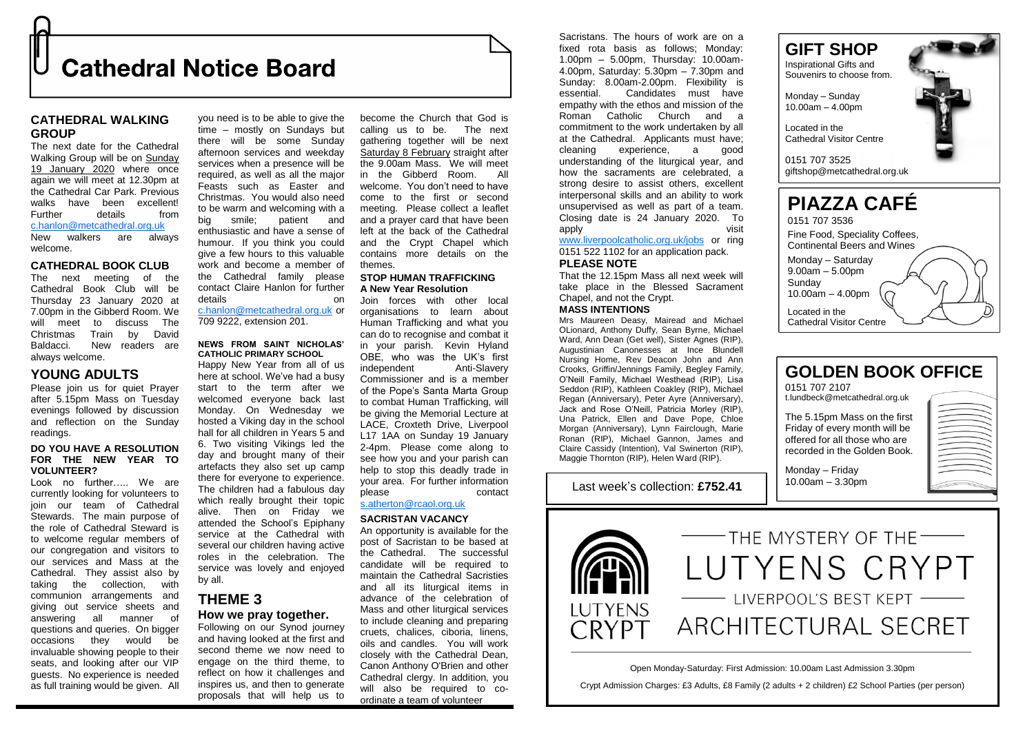# Cathedral Notice Board

## CATHEDRAL WALKING GROUP

The next date for the Cathedral Walking Group will be on Sunday 19 January 2020 where once again we will meet at 12.30pm at the Cathedral Car Park. Previous walks have been excellent! Further details from c.hanlon@metcathedral.org.uk

New walkers are always welcome.

## CATHEDRAL BOOK CLUB

The next meeting of the Cathedral Book Club will be Thursday 23 January 2020 at 7.00pm in the Gibberd Room. We will meet to discuss The Christmas Train by David Baldacci. New readers are always welcome.

## YOUNG ADULTS

Please join us for quiet Prayer after 5.15pm Mass on Tuesday evenings followed by discussion and reflection on the Sunday readings.

### DO YOU HAVE A RESOLUTION FOR THE NEW YEAR TO VOLUNTEER?

Look no further….. We are currently looking for volunteers to join our team of Cathedral Stewards. The main purpose of the role of Cathedral Steward is to welcome regular members of our congregation and visitors to our services and Mass at the Cathedral. They assist also by taking the collection, with communion arrangements and giving out service sheets and answering all manner of questions and queries. On bigger occasions they would be invaluable showing people to their seats, and looking after our VIP guests. No experience is needed as full training would be given. All you need is to be able to give the time – mostly on Sundays but there will be some Sunday afternoon services and weekday services when a presence will be required, as well as all the major Feasts such as Easter and Christmas. You would also need to be warm and welcoming with a big smile; patient and enthusiastic and have a sense of humour. If you think you could give a few hours to this valuable work and become a member of the Cathedral family please contact Claire Hanlon for further details on c.hanlon@metcathedral.org.uk or 709 9222, extension 201.

### NEWS FROM SAINT NICHOLAS' CATHOLIC PRIMARY SCHOOL

Happy New Year from all of us here at school. We've had a busy start to the term after we welcomed everyone back last Monday. On Wednesday we hosted a Viking day in the school hall for all children in Years 5 and 6. Two visiting Vikings led the day and brought many of their artefacts they also set up camp there for everyone to experience. The children had a fabulous day which really brought their topic alive. Then on Friday we attended the School's Epiphany service at the Cathedral with several our children having active roles in the celebration. The service was lovely and enjoyed by all.

## THEME 3

### How we pray together.

Following on our Synod journey and having looked at the first and second theme we now need to engage on the third theme, to reflect on how it challenges and inspires us, and then to generate proposals that will help us to become the Church that God is calling us to be. The next gathering together will be next Saturday 8 February straight after the 9.00am Mass. We will meet in the Gibberd Room. All welcome. You don't need to have come to the first or second meeting. Please collect a leaflet and a prayer card that have been left at the back of the Cathedral and the Crypt Chapel which contains more details on the themes.

### STOP HUMAN TRAFFICKING

**A New Year Resolution**

Join forces with other local organisations to learn about Human Trafficking and what you can do to recognise and combat it in your parish. Kevin Hyland OBE, who was the UK's first independent Anti-Slavery Commissioner and is a member of the Pope's Santa Marta Group to combat Human Trafficking, will be giving the Memorial Lecture at LACE, Croxteth Drive, Liverpool L17 1AA on Sunday 19 January 2-4pm. Please come along to see how you and your parish can help to stop this deadly trade in your area. For further information please contact s.atherton@rcaol.org.uk

### SACRISTAN VACANCY

An opportunity is available for the post of Sacristan to be based at the Cathedral. The successful candidate will be required to maintain the Cathedral Sacristies and all its liturgical items in advance of the celebration of Mass and other liturgical services to include cleaning and preparing cruets, chalices, ciboria, linens, oils and candles. You will work closely with the Cathedral Dean, Canon Anthony O'Brien and other Cathedral clergy. In addition, you will also be required to co-ordinate a team of volunteer Sacristans. The hours of work are on a fixed rota basis as follows; Monday: 1.00pm – 5.00pm, Thursday: 10.00am-4.00pm, Saturday: 5.30pm – 7.30pm and Sunday: 8.00am-2.00pm. Flexibility is essential. Candidates must have empathy with the ethos and mission of the Roman Catholic Church and a commitment to the work undertaken by all at the Cathedral. Applicants must have; cleaning experience, a good understanding of the liturgical year, and how the sacraments are celebrated, a strong desire to assist others, excellent interpersonal skills and an ability to work unsupervised as well as part of a team. Closing date is 24 January 2020. To apply visit www.liverpoolcatholic.org.uk/jobs or ring 0151 522 1102 for an application pack.

### PLEASE NOTE

That the 12.15pm Mass all next week will take place in the Blessed Sacrament Chapel, and not the Crypt.

### MASS INTENTIONS

Mrs Maureen Deasy, Mairead and Michael OLionard, Anthony Duffy, Sean Byrne, Michael Ward, Ann Dean (Get well), Sister Agnes (RIP), Augustinian Canonesses at Ince Blundell Nursing Home, Rev Deacon John and Ann Crooks, Griffin/Jennings Family, Begley Family, O'Neill Family, Michael Westhead (RIP), Lisa Seddon (RIP), Kathleen Coakley (RIP), Michael Regan (Anniversary), Peter Ayre (Anniversary), Jack and Rose O'Neill, Patricia Morley (RIP), Una Patrick, Ellen and Dave Pope, Chloe Morgan (Anniversary), Lynn Fairclough, Marie Ronan (RIP), Michael Gannon, James and Claire Cassidy (Intention), Val Swinerton (RIP), Maggie Thornton (RIP), Helen Ward (RIP).

Last week's collection: **£752.41**

## GIFT SHOP

Inspirational Gifts and Souvenirs to choose from.

Monday – Sunday
10.00am – 4.00pm

Located in the Cathedral Visitor Centre

0151 707 3525
giftshop@metcathedral.org.uk

## PIAZZA CAFÉ

0151 707 3536

Fine Food, Speciality Coffees, Continental Beers and Wines

Monday – Saturday
9.00am – 5.00pm
Sunday
10.00am – 4.00pm

Located in the Cathedral Visitor Centre

## GOLDEN BOOK OFFICE

0151 707 2107
t.lundbeck@metcathedral.org.uk

The 5.15pm Mass on the first Friday of every month will be offered for all those who are recorded in the Golden Book.

Monday – Friday
10.00am – 3.30pm

LUTYENS CRYPT

## THE MYSTERY OF THE LUTYENS CRYPT

LIVERPOOL'S BEST KEPT ARCHITECTURAL SECRET

Open Monday-Saturday: First Admission: 10.00am Last Admission 3.30pm

Crypt Admission Charges: £3 Adults, £8 Family (2 adults + 2 children) £2 School Parties (per person)